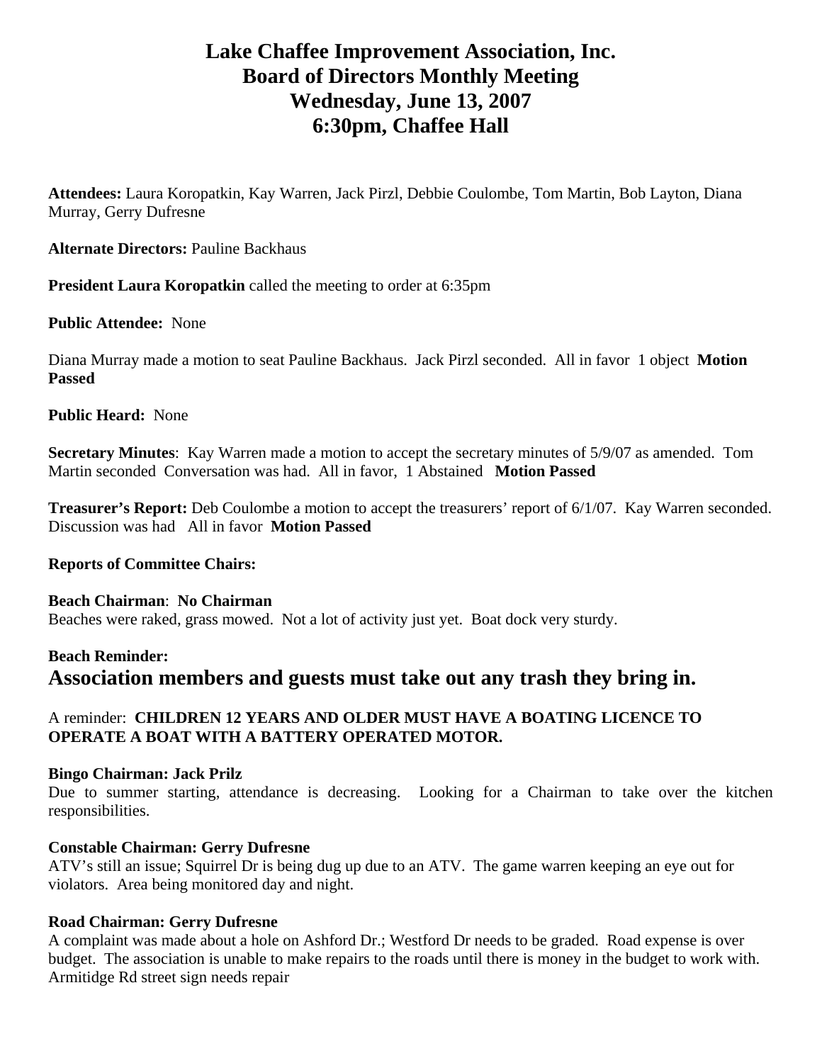# Lake Chaffee Improvement Association, Inc.
# Board of Directors Monthly Meeting
# Wednesday, June 13, 2007
# 6:30pm, Chaffee Hall

**Attendees:** Laura Koropatkin, Kay Warren, Jack Pirzl, Debbie Coulombe, Tom Martin, Bob Layton, Diana Murray, Gerry Dufresne

**Alternate Directors:** Pauline Backhaus

**President Laura Koropatkin** called the meeting to order at 6:35pm

**Public Attendee:** None

Diana Murray made a motion to seat Pauline Backhaus. Jack Pirzl seconded. All in favor 1 object **Motion Passed**

**Public Heard:** None

**Secretary Minutes**: Kay Warren made a motion to accept the secretary minutes of 5/9/07 as amended. Tom Martin seconded Conversation was had. All in favor, 1 Abstained **Motion Passed**

**Treasurer's Report:** Deb Coulombe a motion to accept the treasurers' report of 6/1/07. Kay Warren seconded. Discussion was had All in favor **Motion Passed**

**Reports of Committee Chairs:**

**Beach Chairman**: **No Chairman**
Beaches were raked, grass mowed. Not a lot of activity just yet. Boat dock very sturdy.

**Beach Reminder:**
## Association members and guests must take out any trash they bring in.

A reminder: **CHILDREN 12 YEARS AND OLDER MUST HAVE A BOATING LICENCE TO OPERATE A BOAT WITH A BATTERY OPERATED MOTOR.**

**Bingo Chairman: Jack Prilz**
Due to summer starting, attendance is decreasing. Looking for a Chairman to take over the kitchen responsibilities.

**Constable Chairman: Gerry Dufresne**
ATV's still an issue; Squirrel Dr is being dug up due to an ATV. The game warren keeping an eye out for violators. Area being monitored day and night.

**Road Chairman: Gerry Dufresne**
A complaint was made about a hole on Ashford Dr.; Westford Dr needs to be graded. Road expense is over budget. The association is unable to make repairs to the roads until there is money in the budget to work with. Armitidge Rd street sign needs repair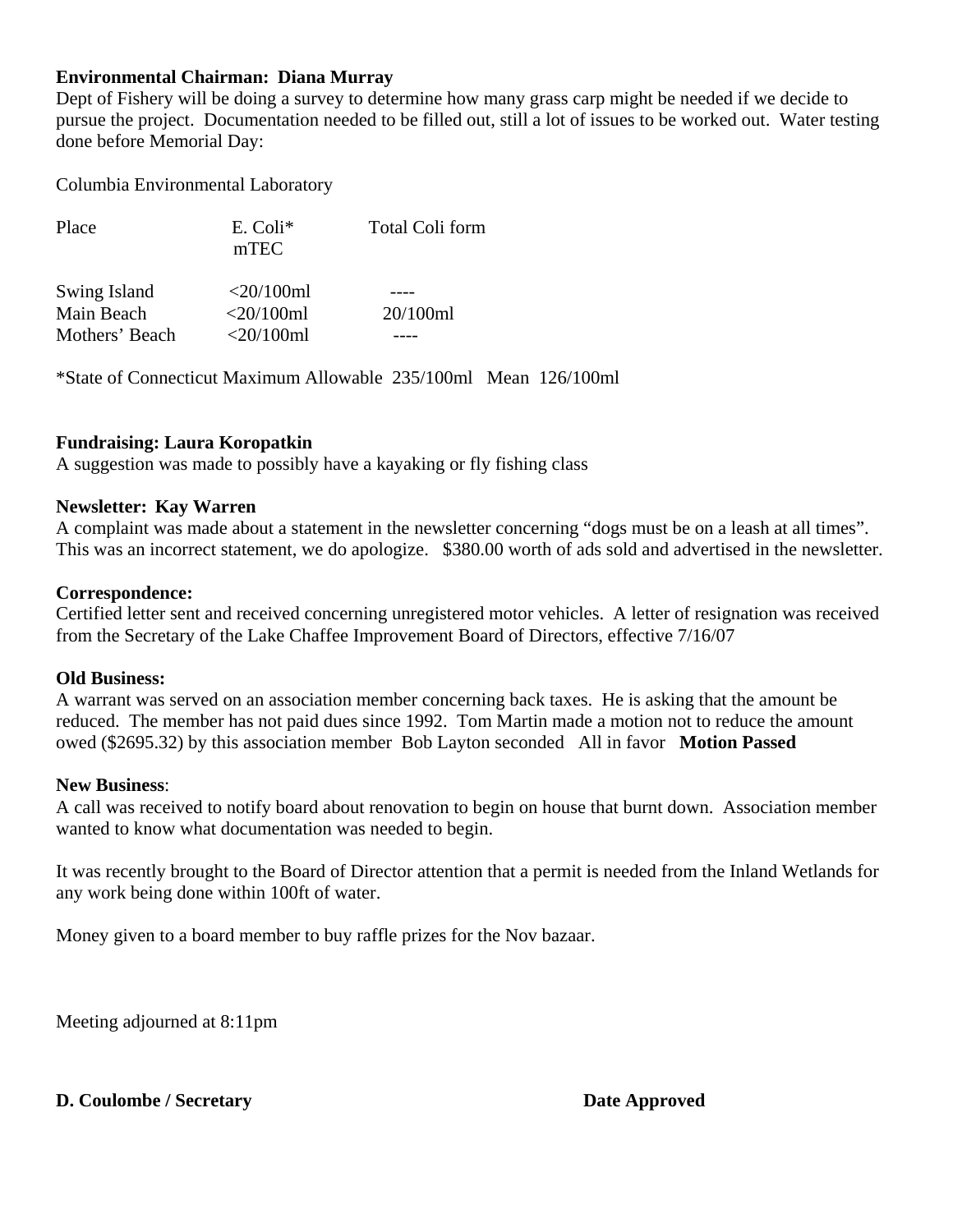**Environmental Chairman: Diana Murray**

Dept of Fishery will be doing a survey to determine how many grass carp might be needed if we decide to pursue the project. Documentation needed to be filled out, still a lot of issues to be worked out. Water testing done before Memorial Day:

Columbia Environmental Laboratory

| Place | E. Coli* mTEC | Total Coli form |
|---|---|---|
| Swing Island | <20/100ml | ---- |
| Main Beach | <20/100ml | 20/100ml |
| Mothers' Beach | <20/100ml | ---- |

*State of Connecticut Maximum Allowable 235/100ml Mean 126/100ml

**Fundraising: Laura Koropatkin**

A suggestion was made to possibly have a kayaking or fly fishing class

**Newsletter: Kay Warren**

A complaint was made about a statement in the newsletter concerning "dogs must be on a leash at all times". This was an incorrect statement, we do apologize. $380.00 worth of ads sold and advertised in the newsletter.

**Correspondence:**

Certified letter sent and received concerning unregistered motor vehicles. A letter of resignation was received from the Secretary of the Lake Chaffee Improvement Board of Directors, effective 7/16/07

**Old Business:**

A warrant was served on an association member concerning back taxes. He is asking that the amount be reduced. The member has not paid dues since 1992. Tom Martin made a motion not to reduce the amount owed ($2695.32) by this association member Bob Layton seconded All in favor **Motion Passed**

**New Business**:

A call was received to notify board about renovation to begin on house that burnt down. Association member wanted to know what documentation was needed to begin.

It was recently brought to the Board of Director attention that a permit is needed from the Inland Wetlands for any work being done within 100ft of water.

Money given to a board member to buy raffle prizes for the Nov bazaar.

Meeting adjourned at 8:11pm

**D. Coulombe / Secretary** **Date Approved**